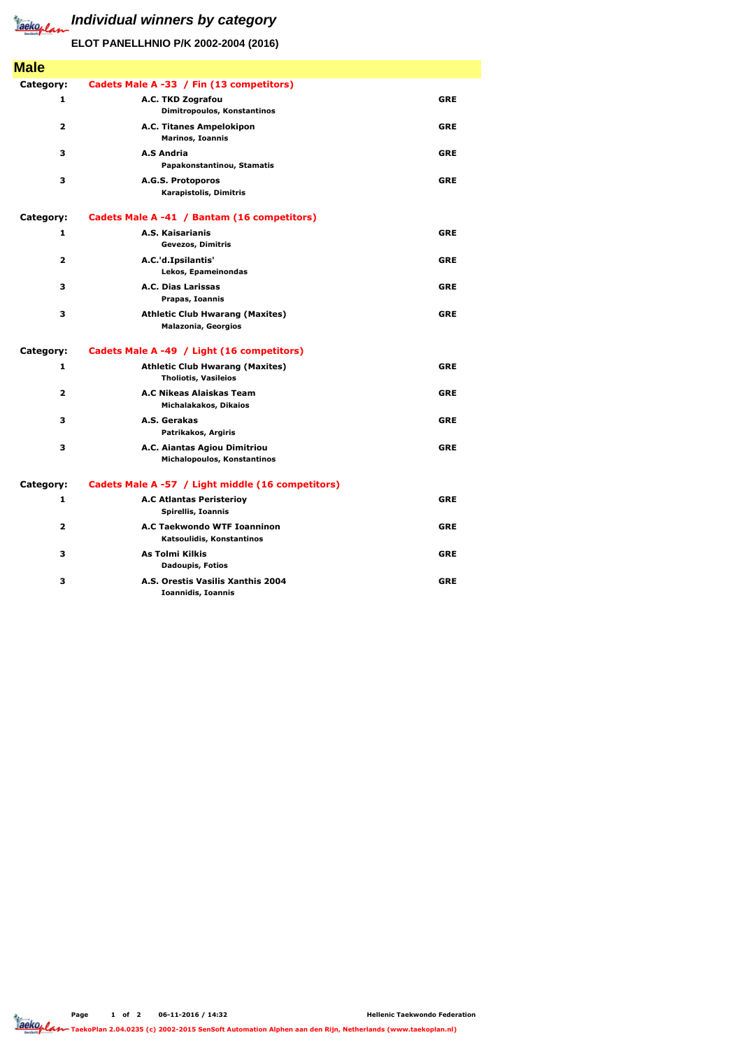# Individual winners by category

**ELOT PANELLHNIO P/K 2002-2004 (2016)**

## Male

### Category: Cadets Male A -33 / Fin (13 competitors)

| Place | Club / Name | Country |
|---|---|---|
| 1 | **A.C. TKD Zografou**<br>Dimitropoulos, Konstantinos | GRE |
| 2 | **A.C. Titanes Ampelokipon**<br>Marinos, Ioannis | GRE |
| 3 | **A.S Andria**<br>Papakonstantinou, Stamatis | GRE |
| 3 | **A.G.S. Protoporos**<br>Karapistolis, Dimitris | GRE |

### Category: Cadets Male A -41 / Bantam (16 competitors)

| Place | Club / Name | Country |
|---|---|---|
| 1 | **A.S. Kaisarianis**<br>Gevezos, Dimitris | GRE |
| 2 | **A.C.'d.Ipsilantis'**<br>Lekos, Epameinondas | GRE |
| 3 | **A.C. Dias Larissas**<br>Prapas, Ioannis | GRE |
| 3 | **Athletic Club Hwarang (Maxites)**<br>Malazonia, Georgios | GRE |

### Category: Cadets Male A -49 / Light (16 competitors)

| Place | Club / Name | Country |
|---|---|---|
| 1 | **Athletic Club Hwarang (Maxites)**<br>Tholiotis, Vasileios | GRE |
| 2 | **A.C Nikeas Alaiskas Team**<br>Michalakakos, Dikaios | GRE |
| 3 | **A.S. Gerakas**<br>Patrikakos, Argiris | GRE |
| 3 | **A.C. Aiantas Agiou Dimitriou**<br>Michalopoulos, Konstantinos | GRE |

### Category: Cadets Male A -57 / Light middle (16 competitors)

| Place | Club / Name | Country |
|---|---|---|
| 1 | **A.C Atlantas Peristerioy**<br>Spirellis, Ioannis | GRE |
| 2 | **A.C Taekwondo WTF Ioanninon**<br>Katsoulidis, Konstantinos | GRE |
| 3 | **As Tolmi Kilkis**<br>Dadoupis, Fotios | GRE |
| 3 | **A.S. Orestis Vasilis Xanthis 2004**<br>Ioannidis, Ioannis | GRE |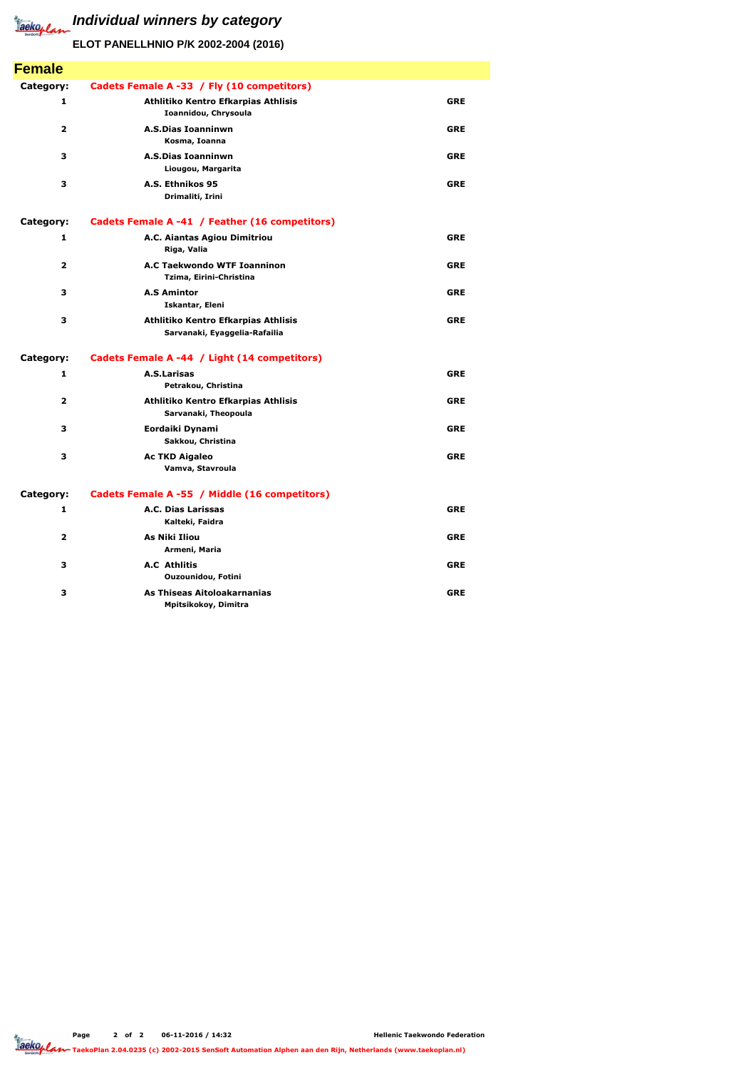# Individual winners by category

**ELOT PANELLHNIO P/K 2002-2004 (2016)**

## Female

**Category: Cadets Female A -33 / Fly (10 competitors)**

| | | |
|---|---|---|
| 1 | **Athlitiko Kentro Efkarpias Athlisis**<br>Ioannidou, Chrysoula | GRE |
| 2 | **A.S.Dias Ioanninwn**<br>Kosma, Ioanna | GRE |
| 3 | **A.S.Dias Ioanninwn**<br>Liougou, Margarita | GRE |
| 3 | **A.S. Ethnikos 95**<br>Drimaliti, Irini | GRE |

**Category: Cadets Female A -41 / Feather (16 competitors)**

| | | |
|---|---|---|
| 1 | **A.C. Aiantas Agiou Dimitriou**<br>Riga, Valia | GRE |
| 2 | **A.C Taekwondo WTF Ioanninon**<br>Tzima, Eirini-Christina | GRE |
| 3 | **A.S Amintor**<br>Iskantar, Eleni | GRE |
| 3 | **Athlitiko Kentro Efkarpias Athlisis**<br>Sarvanaki, Eyaggelia-Rafailia | GRE |

**Category: Cadets Female A -44 / Light (14 competitors)**

| | | |
|---|---|---|
| 1 | **A.S.Larisas**<br>Petrakou, Christina | GRE |
| 2 | **Athlitiko Kentro Efkarpias Athlisis**<br>Sarvanaki, Theopoula | GRE |
| 3 | **Eordaiki Dynami**<br>Sakkou, Christina | GRE |
| 3 | **Ac TKD Aigaleo**<br>Vamva, Stavroula | GRE |

**Category: Cadets Female A -55 / Middle (16 competitors)**

| | | |
|---|---|---|
| 1 | **A.C. Dias Larissas**<br>Kalteki, Faidra | GRE |
| 2 | **As Niki Iliou**<br>Armeni, Maria | GRE |
| 3 | **A.C Athlitis**<br>Ouzounidou, Fotini | GRE |
| 3 | **As Thiseas Aitoloakarnanias**<br>Mpitsikokoy, Dimitra | GRE |